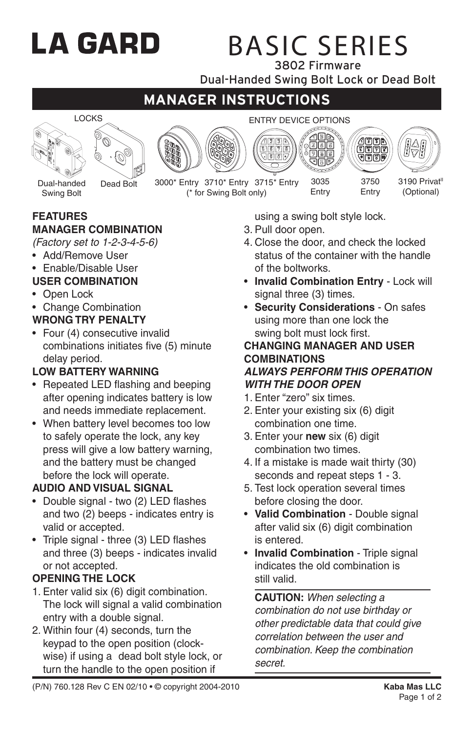# LA GARD

# BASIC SERIES

3802 Firmware

Dual-Handed Swing Bolt Lock or Dead Bolt

## MANAGER INSTRUCTIONS

LOCKS

Dual-handed Swing Bolt

Dead Bolt

ENTRY DEVICE OPTIONS

3000* Entry 3710* Entry 3715* Entry (* for Swing Bolt only)

3035 Entry

3750 Entry

3190 Privat[II] (Optional)

### FEATURES

**MANAGER COMBINATION**

*(Factory set to 1-2-3-4-5-6)*

- Add/Remove User
- Enable/Disable User

**USER COMBINATION**

- Open Lock
- Change Combination

**WRONG TRY PENALTY**

- Four (4) consecutive invalid combinations initiates five (5) minute delay period.

**LOW BATTERY WARNING**

- Repeated LED flashing and beeping after opening indicates battery is low and needs immediate replacement.
- When battery level becomes too low to safely operate the lock, any key press will give a low battery warning, and the battery must be changed before the lock will operate.

**AUDIO AND VISUAL SIGNAL**

- Double signal - two (2) LED flashes and two (2) beeps - indicates entry is valid or accepted.
- Triple signal - three (3) LED flashes and three (3) beeps - indicates invalid or not accepted.

**OPENING THE LOCK**

1. Enter valid six (6) digit combination. The lock will signal a valid combination entry with a double signal.
2. Within four (4) seconds, turn the keypad to the open position (clockwise) if using a dead bolt style lock, or turn the handle to the open position if using a swing bolt style lock.
3. Pull door open.
4. Close the door, and check the locked status of the container with the handle of the boltworks.

- **Invalid Combination Entry** - Lock will signal three (3) times.
- **Security Considerations** - On safes using more than one lock the swing bolt must lock first.

**CHANGING MANAGER AND USER COMBINATIONS**

***ALWAYS PERFORM THIS OPERATION WITH THE DOOR OPEN***

1. Enter "zero" six times.
2. Enter your existing six (6) digit combination one time.
3. Enter your **new** six (6) digit combination two times.
4. If a mistake is made wait thirty (30) seconds and repeat steps 1 - 3.
5. Test lock operation several times before closing the door.

- **Valid Combination** - Double signal after valid six (6) digit combination is entered.
- **Invalid Combination** - Triple signal indicates the old combination is still valid.

**CAUTION:** *When selecting a combination do not use birthday or other predictable data that could give correlation between the user and combination. Keep the combination secret.*

(P/N) 760.128 Rev C EN 02/10 • © copyright 2004-2010

**Kaba Mas LLC**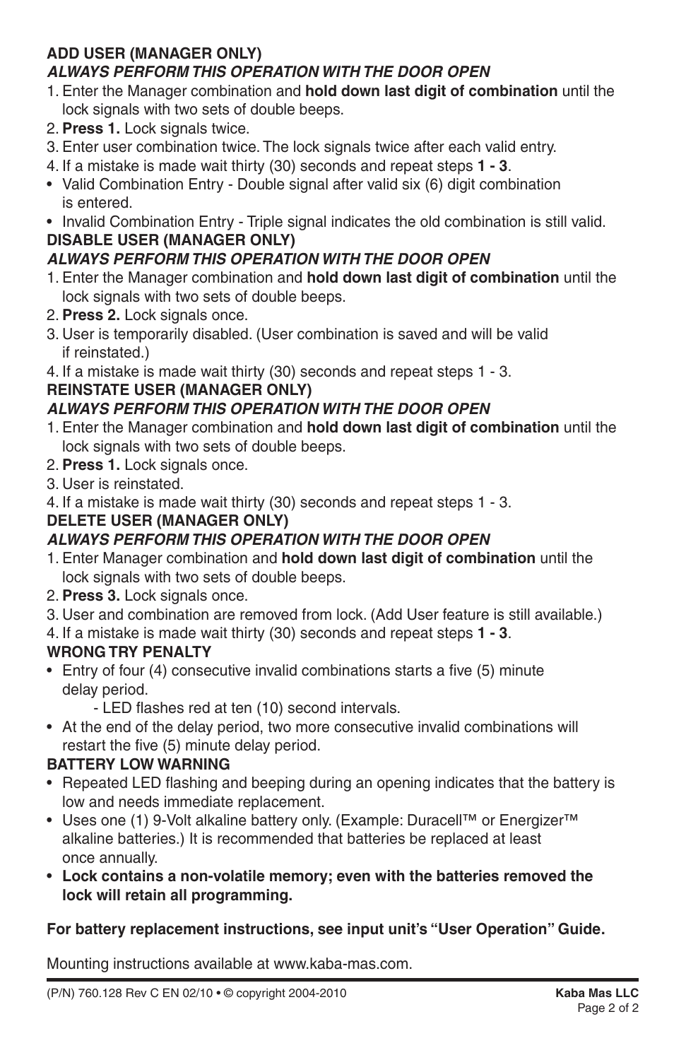**ADD USER (MANAGER ONLY)**

***ALWAYS PERFORM THIS OPERATION WITH THE DOOR OPEN***

1. Enter the Manager combination and **hold down last digit of combination** until the lock signals with two sets of double beeps.
2. **Press 1.** Lock signals twice.
3. Enter user combination twice. The lock signals twice after each valid entry.
4. If a mistake is made wait thirty (30) seconds and repeat steps **1 - 3**.

- Valid Combination Entry - Double signal after valid six (6) digit combination is entered.
- Invalid Combination Entry - Triple signal indicates the old combination is still valid.

**DISABLE USER (MANAGER ONLY)**

***ALWAYS PERFORM THIS OPERATION WITH THE DOOR OPEN***

1. Enter the Manager combination and **hold down last digit of combination** until the lock signals with two sets of double beeps.
2. **Press 2.** Lock signals once.
3. User is temporarily disabled. (User combination is saved and will be valid if reinstated.)
4. If a mistake is made wait thirty (30) seconds and repeat steps 1 - 3.

**REINSTATE USER (MANAGER ONLY)**

***ALWAYS PERFORM THIS OPERATION WITH THE DOOR OPEN***

1. Enter the Manager combination and **hold down last digit of combination** until the lock signals with two sets of double beeps.
2. **Press 1.** Lock signals once.
3. User is reinstated.
4. If a mistake is made wait thirty (30) seconds and repeat steps 1 - 3.

**DELETE USER (MANAGER ONLY)**

***ALWAYS PERFORM THIS OPERATION WITH THE DOOR OPEN***

1. Enter Manager combination and **hold down last digit of combination** until the lock signals with two sets of double beeps.
2. **Press 3.** Lock signals once.
3. User and combination are removed from lock. (Add User feature is still available.)
4. If a mistake is made wait thirty (30) seconds and repeat steps **1 - 3**.

**WRONG TRY PENALTY**

- Entry of four (4) consecutive invalid combinations starts a five (5) minute delay period.
  - LED flashes red at ten (10) second intervals.
- At the end of the delay period, two more consecutive invalid combinations will restart the five (5) minute delay period.

**BATTERY LOW WARNING**

- Repeated LED flashing and beeping during an opening indicates that the battery is low and needs immediate replacement.
- Uses one (1) 9-Volt alkaline battery only. (Example: Duracell™ or Energizer™ alkaline batteries.) It is recommended that batteries be replaced at least once annually.
- **Lock contains a non-volatile memory; even with the batteries removed the lock will retain all programming.**

**For battery replacement instructions, see input unit's "User Operation" Guide.**

Mounting instructions available at www.kaba-mas.com.

(P/N) 760.128 Rev C EN 02/10 • © copyright 2004-2010

**Kaba Mas LLC**